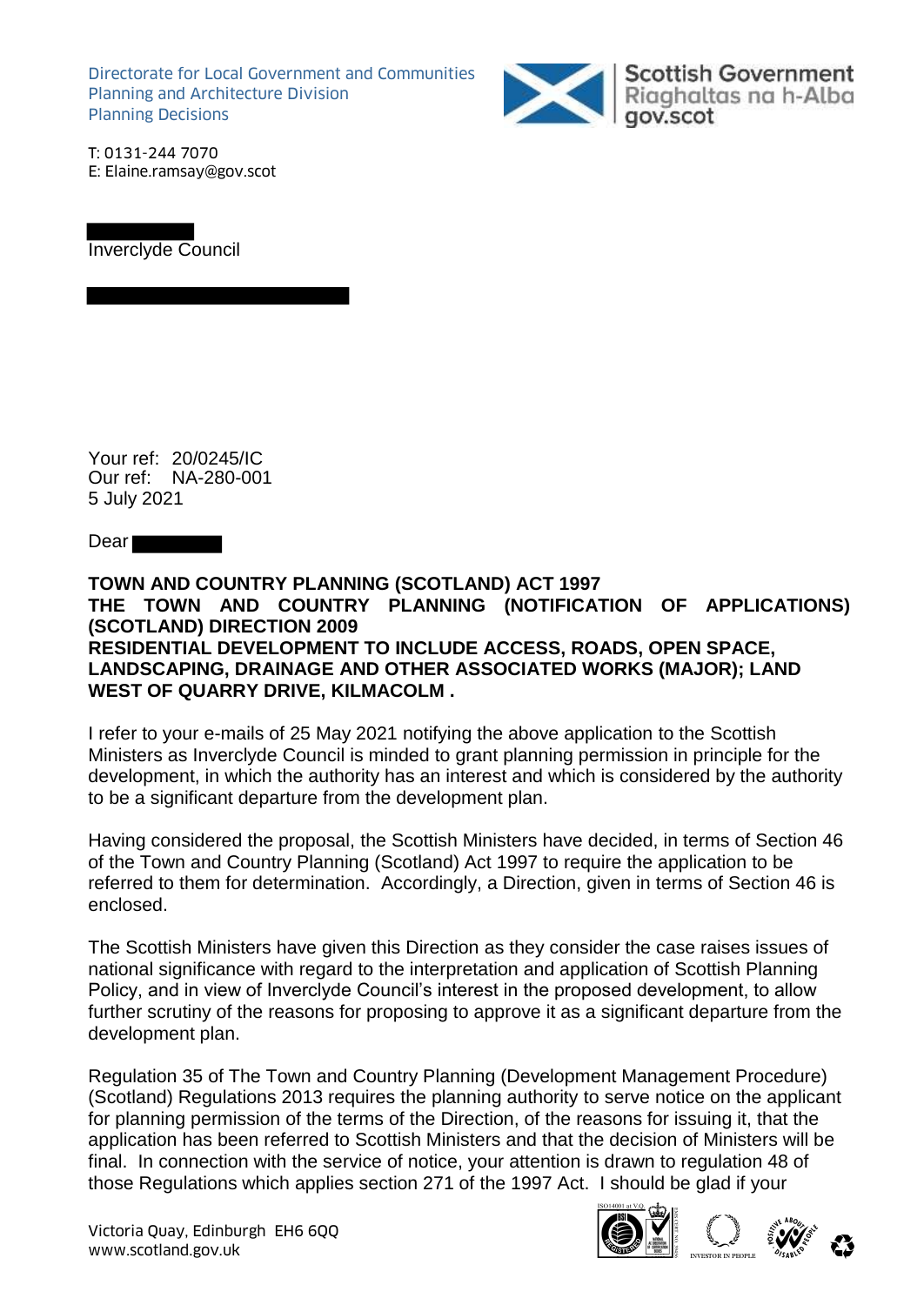Directorate for Local Government and Communities
Planning and Architecture Division
Planning Decisions

Scottish Government
Riaghaltas na h-Alba
gov.scot

T: 0131-244 7070
E: Elaine.ramsay@gov.scot

Inverclyde Council

Your ref: 20/0245/IC
Our ref: NA-280-001
5 July 2021

Dear

**TOWN AND COUNTRY PLANNING (SCOTLAND) ACT 1997**
**THE TOWN AND COUNTRY PLANNING (NOTIFICATION OF APPLICATIONS) (SCOTLAND) DIRECTION 2009**
**RESIDENTIAL DEVELOPMENT TO INCLUDE ACCESS, ROADS, OPEN SPACE, LANDSCAPING, DRAINAGE AND OTHER ASSOCIATED WORKS (MAJOR); LAND WEST OF QUARRY DRIVE, KILMACOLM .**

I refer to your e-mails of 25 May 2021 notifying the above application to the Scottish Ministers as Inverclyde Council is minded to grant planning permission in principle for the development, in which the authority has an interest and which is considered by the authority to be a significant departure from the development plan.

Having considered the proposal, the Scottish Ministers have decided, in terms of Section 46 of the Town and Country Planning (Scotland) Act 1997 to require the application to be referred to them for determination. Accordingly, a Direction, given in terms of Section 46 is enclosed.

The Scottish Ministers have given this Direction as they consider the case raises issues of national significance with regard to the interpretation and application of Scottish Planning Policy, and in view of Inverclyde Council's interest in the proposed development, to allow further scrutiny of the reasons for proposing to approve it as a significant departure from the development plan.

Regulation 35 of The Town and Country Planning (Development Management Procedure) (Scotland) Regulations 2013 requires the planning authority to serve notice on the applicant for planning permission of the terms of the Direction, of the reasons for issuing it, that the application has been referred to Scottish Ministers and that the decision of Ministers will be final. In connection with the service of notice, your attention is drawn to regulation 48 of those Regulations which applies section 271 of the 1997 Act. I should be glad if your

Victoria Quay, Edinburgh EH6 6QQ
www.scotland.gov.uk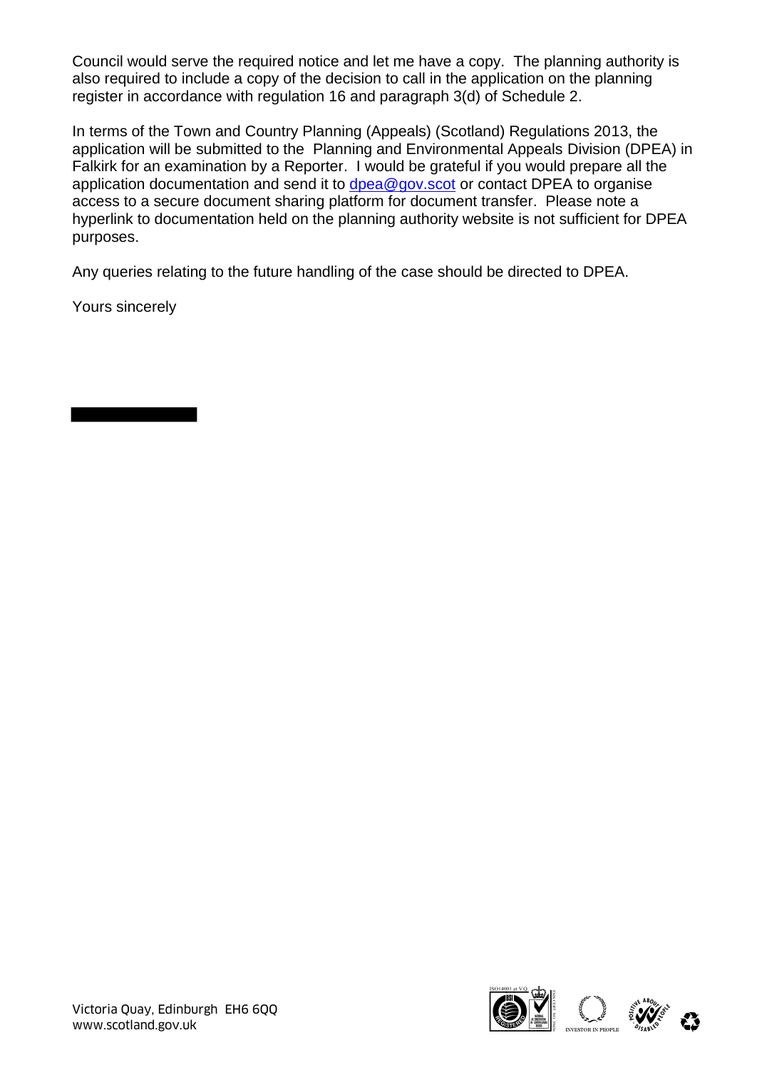Council would serve the required notice and let me have a copy. The planning authority is also required to include a copy of the decision to call in the application on the planning register in accordance with regulation 16 and paragraph 3(d) of Schedule 2.

In terms of the Town and Country Planning (Appeals) (Scotland) Regulations 2013, the application will be submitted to the Planning and Environmental Appeals Division (DPEA) in Falkirk for an examination by a Reporter. I would be grateful if you would prepare all the application documentation and send it to dpea@gov.scot or contact DPEA to organise access to a secure document sharing platform for document transfer. Please note a hyperlink to documentation held on the planning authority website is not sufficient for DPEA purposes.

Any queries relating to the future handling of the case should be directed to DPEA.

Yours sincerely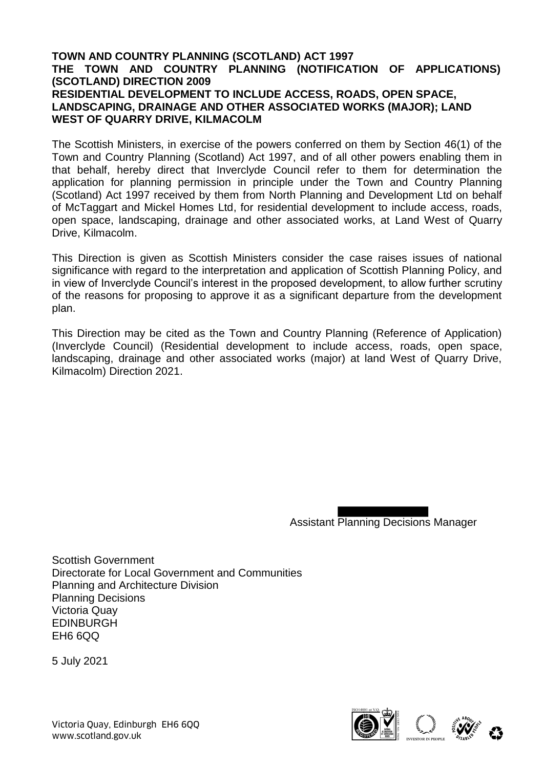**TOWN AND COUNTRY PLANNING (SCOTLAND) ACT 1997**
**THE TOWN AND COUNTRY PLANNING (NOTIFICATION OF APPLICATIONS) (SCOTLAND) DIRECTION 2009**
**RESIDENTIAL DEVELOPMENT TO INCLUDE ACCESS, ROADS, OPEN SPACE, LANDSCAPING, DRAINAGE AND OTHER ASSOCIATED WORKS (MAJOR); LAND WEST OF QUARRY DRIVE, KILMACOLM**

The Scottish Ministers, in exercise of the powers conferred on them by Section 46(1) of the Town and Country Planning (Scotland) Act 1997, and of all other powers enabling them in that behalf, hereby direct that Inverclyde Council refer to them for determination the application for planning permission in principle under the Town and Country Planning (Scotland) Act 1997 received by them from North Planning and Development Ltd on behalf of McTaggart and Mickel Homes Ltd, for residential development to include access, roads, open space, landscaping, drainage and other associated works, at Land West of Quarry Drive, Kilmacolm.

This Direction is given as Scottish Ministers consider the case raises issues of national significance with regard to the interpretation and application of Scottish Planning Policy, and in view of Inverclyde Council's interest in the proposed development, to allow further scrutiny of the reasons for proposing to approve it as a significant departure from the development plan.

This Direction may be cited as the Town and Country Planning (Reference of Application) (Inverclyde Council) (Residential development to include access, roads, open space, landscaping, drainage and other associated works (major) at land West of Quarry Drive, Kilmacolm) Direction 2021.

Assistant Planning Decisions Manager

Scottish Government
Directorate for Local Government and Communities
Planning and Architecture Division
Planning Decisions
Victoria Quay
EDINBURGH
EH6 6QQ

5 July 2021

Victoria Quay, Edinburgh EH6 6QQ
www.scotland.gov.uk